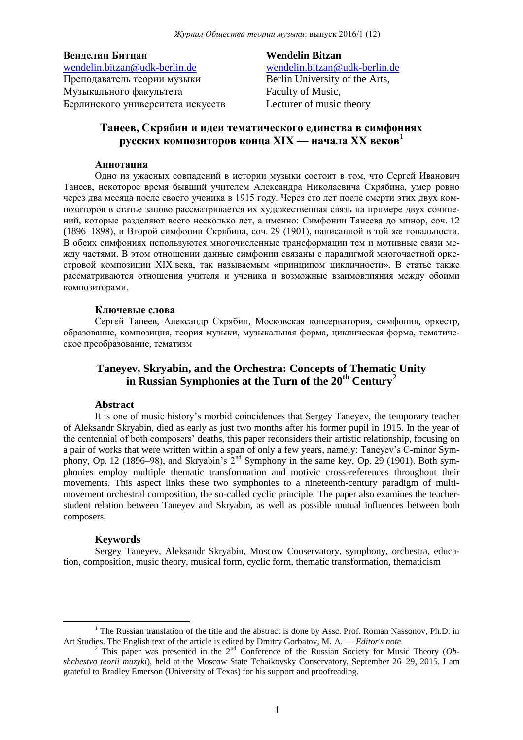**Венделин Битцан**
wendelin.bitzan@udk-berlin.de
Преподаватель теории музыки
Музыкального факультета
Берлинского университета искусств

**Wendelin Bitzan**
wendelin.bitzan@udk-berlin.de
Berlin University of the Arts,
Faculty of Music,
Lecturer of music theory

# Танеев, Скрябин и идеи тематического единства в симфониях русских композиторов конца XIX — начала XX веков[1]

### Аннотация

Одно из ужасных совпадений в истории музыки состоит в том, что Сергей Иванович Танеев, некоторое время бывший учителем Александра Николаевича Скрябина, умер ровно через два месяца после своего ученика в 1915 году. Через сто лет после смерти этих двух композиторов в статье заново рассматривается их художественная связь на примере двух сочинений, которые разделяют всего несколько лет, а именно: Симфонии Танеева до минор, соч. 12 (1896–1898), и Второй симфонии Скрябина, соч. 29 (1901), написанной в той же тональности. В обеих симфониях используются многочисленные трансформации тем и мотивные связи между частями. В этом отношении данные симфонии связаны с парадигмой многочастной оркестровой композиции XIX века, так называемым «принципом цикличности». В статье также рассматриваются отношения учителя и ученика и возможные взаимовлияния между обоими композиторами.

### Ключевые слова

Сергей Танеев, Александр Скрябин, Московская консерватория, симфония, оркестр, образование, композиция, теория музыки, музыкальная форма, циклическая форма, тематическое преобразование, тематизм

# Taneyev, Skryabin, and the Orchestra: Concepts of Thematic Unity in Russian Symphonies at the Turn of the 20th Century[2]

### Abstract

It is one of music history's morbid coincidences that Sergey Taneyev, the temporary teacher of Aleksandr Skryabin, died as early as just two months after his former pupil in 1915. In the year of the centennial of both composers' deaths, this paper reconsiders their artistic relationship, focusing on a pair of works that were written within a span of only a few years, namely: Taneyev's C-minor Symphony, Op. 12 (1896–98), and Skryabin's 2nd Symphony in the same key, Op. 29 (1901). Both symphonies employ multiple thematic transformation and motivic cross-references throughout their movements. This aspect links these two symphonies to a nineteenth-century paradigm of multi-movement orchestral composition, the so-called cyclic principle. The paper also examines the teacher-student relation between Taneyev and Skryabin, as well as possible mutual influences between both composers.

### Keywords

Sergey Taneyev, Aleksandr Skryabin, Moscow Conservatory, symphony, orchestra, education, composition, music theory, musical form, cyclic form, thematic transformation, thematicism

---

[1] The Russian translation of the title and the abstract is done by Assc. Prof. Roman Nassonov, Ph.D. in Art Studies. The English text of the article is edited by Dmitry Gorbatov, M. A. — *Editor's note*.

[2] This paper was presented in the 2nd Conference of the Russian Society for Music Theory (*Obshchestvo teorii muzyki*), held at the Moscow State Tchaikovsky Conservatory, September 26–29, 2015. I am grateful to Bradley Emerson (University of Texas) for his support and proofreading.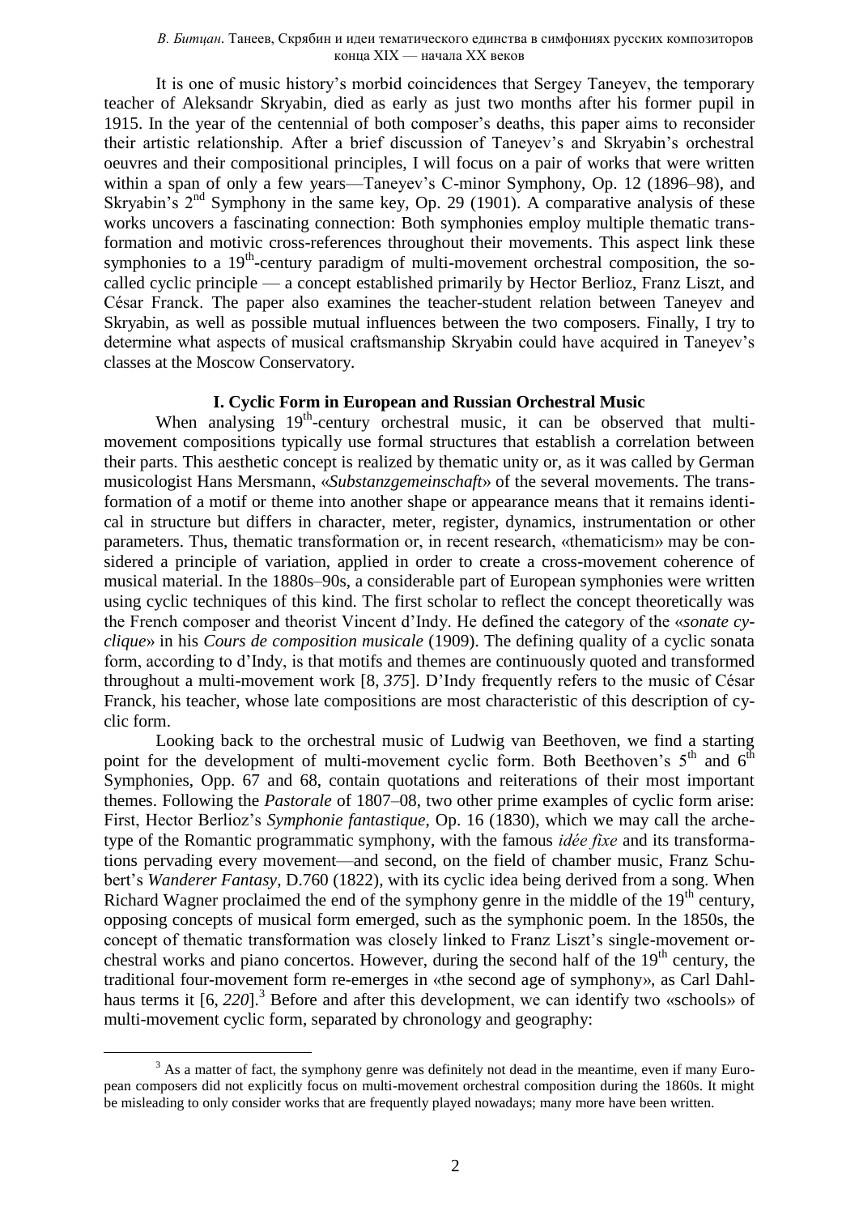It is one of music history's morbid coincidences that Sergey Taneyev, the temporary teacher of Aleksandr Skryabin, died as early as just two months after his former pupil in 1915. In the year of the centennial of both composer's deaths, this paper aims to reconsider their artistic relationship. After a brief discussion of Taneyev's and Skryabin's orchestral oeuvres and their compositional principles, I will focus on a pair of works that were written within a span of only a few years—Taneyev's C-minor Symphony, Op. 12 (1896–98), and Skryabin's 2nd Symphony in the same key, Op. 29 (1901). A comparative analysis of these works uncovers a fascinating connection: Both symphonies employ multiple thematic transformation and motivic cross-references throughout their movements. This aspect link these symphonies to a 19th-century paradigm of multi-movement orchestral composition, the so-called cyclic principle — a concept established primarily by Hector Berlioz, Franz Liszt, and César Franck. The paper also examines the teacher-student relation between Taneyev and Skryabin, as well as possible mutual influences between the two composers. Finally, I try to determine what aspects of musical craftsmanship Skryabin could have acquired in Taneyev's classes at the Moscow Conservatory.

## I. Cyclic Form in European and Russian Orchestral Music

When analysing 19th-century orchestral music, it can be observed that multi-movement compositions typically use formal structures that establish a correlation between their parts. This aesthetic concept is realized by thematic unity or, as it was called by German musicologist Hans Mersmann, «*Substanzgemeinschaft*» of the several movements. The transformation of a motif or theme into another shape or appearance means that it remains identical in structure but differs in character, meter, register, dynamics, instrumentation or other parameters. Thus, thematic transformation or, in recent research, «thematicism» may be considered a principle of variation, applied in order to create a cross-movement coherence of musical material. In the 1880s–90s, a considerable part of European symphonies were written using cyclic techniques of this kind. The first scholar to reflect the concept theoretically was the French composer and theorist Vincent d'Indy. He defined the category of the «*sonate cyclique*» in his *Cours de composition musicale* (1909). The defining quality of a cyclic sonata form, according to d'Indy, is that motifs and themes are continuously quoted and transformed throughout a multi-movement work [8, *375*]. D'Indy frequently refers to the music of César Franck, his teacher, whose late compositions are most characteristic of this description of cyclic form.

Looking back to the orchestral music of Ludwig van Beethoven, we find a starting point for the development of multi-movement cyclic form. Both Beethoven's 5th and 6th Symphonies, Opp. 67 and 68, contain quotations and reiterations of their most important themes. Following the *Pastorale* of 1807–08, two other prime examples of cyclic form arise: First, Hector Berlioz's *Symphonie fantastique*, Op. 16 (1830), which we may call the archetype of the Romantic programmatic symphony, with the famous *idée fixe* and its transformations pervading every movement—and second, on the field of chamber music, Franz Schubert's *Wanderer Fantasy*, D.760 (1822), with its cyclic idea being derived from a song. When Richard Wagner proclaimed the end of the symphony genre in the middle of the 19th century, opposing concepts of musical form emerged, such as the symphonic poem. In the 1850s, the concept of thematic transformation was closely linked to Franz Liszt's single-movement orchestral works and piano concertos. However, during the second half of the 19th century, the traditional four-movement form re-emerges in «the second age of symphony», as Carl Dahlhaus terms it [6, *220*].[3] Before and after this development, we can identify two «schools» of multi-movement cyclic form, separated by chronology and geography:

[3] As a matter of fact, the symphony genre was definitely not dead in the meantime, even if many European composers did not explicitly focus on multi-movement orchestral composition during the 1860s. It might be misleading to only consider works that are frequently played nowadays; many more have been written.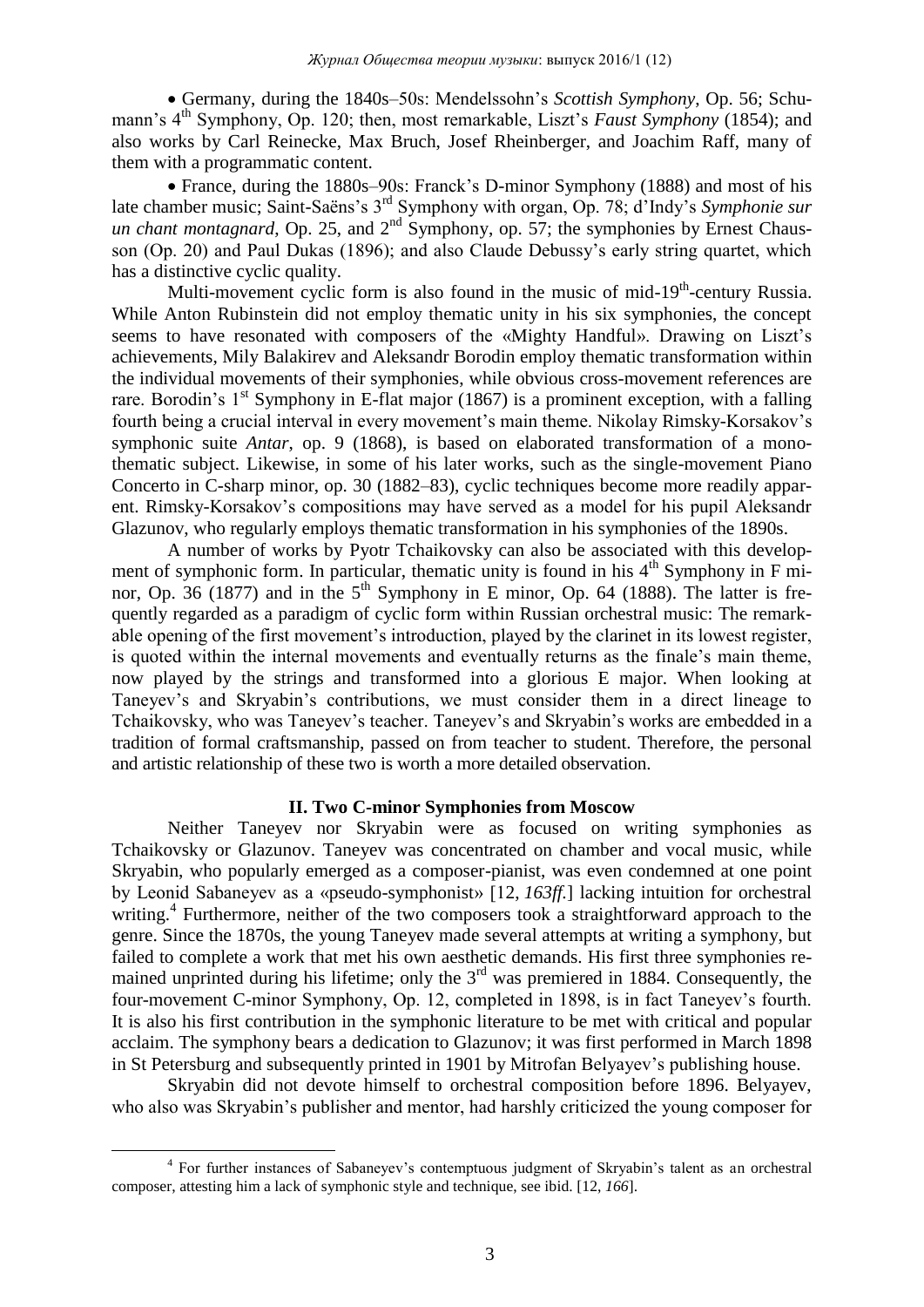- Germany, during the 1840s–50s: Mendelssohn's *Scottish Symphony*, Op. 56; Schumann's 4th Symphony, Op. 120; then, most remarkable, Liszt's *Faust Symphony* (1854); and also works by Carl Reinecke, Max Bruch, Josef Rheinberger, and Joachim Raff, many of them with a programmatic content.

- France, during the 1880s–90s: Franck's D-minor Symphony (1888) and most of his late chamber music; Saint-Saëns's 3rd Symphony with organ, Op. 78; d'Indy's *Symphonie sur un chant montagnard*, Op. 25, and 2nd Symphony, op. 57; the symphonies by Ernest Chausson (Op. 20) and Paul Dukas (1896); and also Claude Debussy's early string quartet, which has a distinctive cyclic quality.

Multi-movement cyclic form is also found in the music of mid-19th-century Russia. While Anton Rubinstein did not employ thematic unity in his six symphonies, the concept seems to have resonated with composers of the «Mighty Handful». Drawing on Liszt's achievements, Mily Balakirev and Aleksandr Borodin employ thematic transformation within the individual movements of their symphonies, while obvious cross-movement references are rare. Borodin's 1st Symphony in E-flat major (1867) is a prominent exception, with a falling fourth being a crucial interval in every movement's main theme. Nikolay Rimsky-Korsakov's symphonic suite *Antar*, op. 9 (1868), is based on elaborated transformation of a monothematic subject. Likewise, in some of his later works, such as the single-movement Piano Concerto in C-sharp minor, op. 30 (1882–83), cyclic techniques become more readily apparent. Rimsky-Korsakov's compositions may have served as a model for his pupil Aleksandr Glazunov, who regularly employs thematic transformation in his symphonies of the 1890s.

A number of works by Pyotr Tchaikovsky can also be associated with this development of symphonic form. In particular, thematic unity is found in his 4th Symphony in F minor, Op. 36 (1877) and in the 5th Symphony in E minor, Op. 64 (1888). The latter is frequently regarded as a paradigm of cyclic form within Russian orchestral music: The remarkable opening of the first movement's introduction, played by the clarinet in its lowest register, is quoted within the internal movements and eventually returns as the finale's main theme, now played by the strings and transformed into a glorious E major. When looking at Taneyev's and Skryabin's contributions, we must consider them in a direct lineage to Tchaikovsky, who was Taneyev's teacher. Taneyev's and Skryabin's works are embedded in a tradition of formal craftsmanship, passed on from teacher to student. Therefore, the personal and artistic relationship of these two is worth a more detailed observation.

## II. Two C-minor Symphonies from Moscow

Neither Taneyev nor Skryabin were as focused on writing symphonies as Tchaikovsky or Glazunov. Taneyev was concentrated on chamber and vocal music, while Skryabin, who popularly emerged as a composer-pianist, was even condemned at one point by Leonid Sabaneyev as a «pseudo-symphonist» [12, *163ff.*] lacking intuition for orchestral writing.[4] Furthermore, neither of the two composers took a straightforward approach to the genre. Since the 1870s, the young Taneyev made several attempts at writing a symphony, but failed to complete a work that met his own aesthetic demands. His first three symphonies remained unprinted during his lifetime; only the 3rd was premiered in 1884. Consequently, the four-movement C-minor Symphony, Op. 12, completed in 1898, is in fact Taneyev's fourth. It is also his first contribution in the symphonic literature to be met with critical and popular acclaim. The symphony bears a dedication to Glazunov; it was first performed in March 1898 in St Petersburg and subsequently printed in 1901 by Mitrofan Belyayev's publishing house.

Skryabin did not devote himself to orchestral composition before 1896. Belyayev, who also was Skryabin's publisher and mentor, had harshly criticized the young composer for

---

[4] For further instances of Sabaneyev's contemptuous judgment of Skryabin's talent as an orchestral composer, attesting him a lack of symphonic style and technique, see ibid. [12, *166*].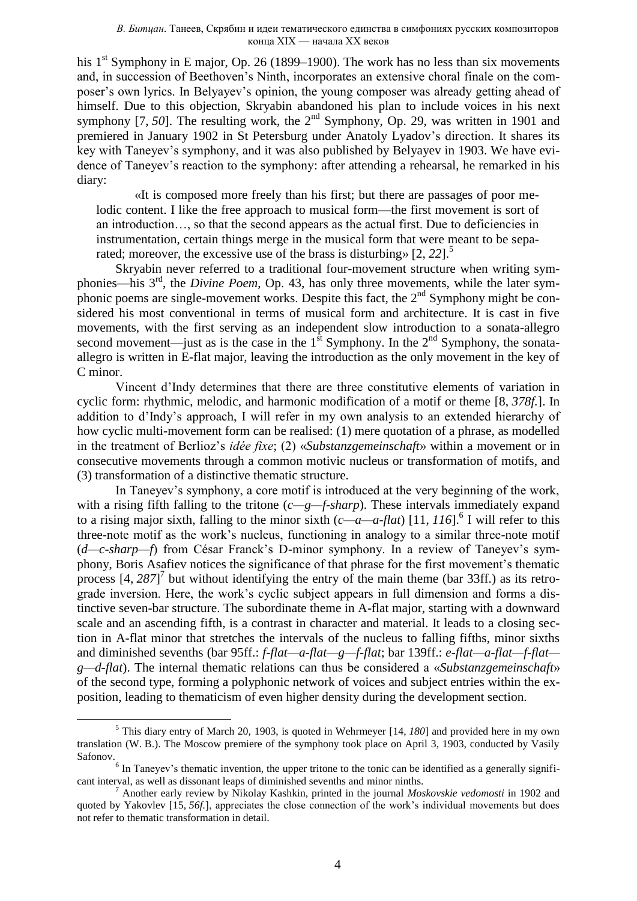his 1st Symphony in E major, Op. 26 (1899–1900). The work has no less than six movements and, in succession of Beethoven's Ninth, incorporates an extensive choral finale on the composer's own lyrics. In Belyayev's opinion, the young composer was already getting ahead of himself. Due to this objection, Skryabin abandoned his plan to include voices in his next symphony [7, *50*]. The resulting work, the 2nd Symphony, Op. 29, was written in 1901 and premiered in January 1902 in St Petersburg under Anatoly Lyadov's direction. It shares its key with Taneyev's symphony, and it was also published by Belyayev in 1903. We have evidence of Taneyev's reaction to the symphony: after attending a rehearsal, he remarked in his diary:

> «It is composed more freely than his first; but there are passages of poor melodic content. I like the free approach to musical form—the first movement is sort of an introduction…, so that the second appears as the actual first. Due to deficiencies in instrumentation, certain things merge in the musical form that were meant to be separated; moreover, the excessive use of the brass is disturbing» [2, *22*].[5]

Skryabin never referred to a traditional four-movement structure when writing symphonies—his 3rd, the *Divine Poem*, Op. 43, has only three movements, while the later symphonic poems are single-movement works. Despite this fact, the 2nd Symphony might be considered his most conventional in terms of musical form and architecture. It is cast in five movements, with the first serving as an independent slow introduction to a sonata-allegro second movement—just as is the case in the 1st Symphony. In the 2nd Symphony, the sonata-allegro is written in E-flat major, leaving the introduction as the only movement in the key of C minor.

Vincent d'Indy determines that there are three constitutive elements of variation in cyclic form: rhythmic, melodic, and harmonic modification of a motif or theme [8, *378f.*]. In addition to d'Indy's approach, I will refer in my own analysis to an extended hierarchy of how cyclic multi-movement form can be realised: (1) mere quotation of a phrase, as modelled in the treatment of Berlioz's *idée fixe*; (2) «*Substanzgemeinschaft*» within a movement or in consecutive movements through a common motivic nucleus or transformation of motifs, and (3) transformation of a distinctive thematic structure.

In Taneyev's symphony, a core motif is introduced at the very beginning of the work, with a rising fifth falling to the tritone (*c*—*g*—*f-sharp*). These intervals immediately expand to a rising major sixth, falling to the minor sixth (*c*—*a*—*a-flat*) [11, *116*].[6] I will refer to this three-note motif as the work's nucleus, functioning in analogy to a similar three-note motif (*d*—*c-sharp*—*f*) from César Franck's D-minor symphony. In a review of Taneyev's symphony, Boris Asafiev notices the significance of that phrase for the first movement's thematic process [4, *287*][7] but without identifying the entry of the main theme (bar 33ff.) as its retrograde inversion. Here, the work's cyclic subject appears in full dimension and forms a distinctive seven-bar structure. The subordinate theme in A-flat major, starting with a downward scale and an ascending fifth, is a contrast in character and material. It leads to a closing section in A-flat minor that stretches the intervals of the nucleus to falling fifths, minor sixths and diminished sevenths (bar 95ff.: *f-flat*—*a-flat*—*g*—*f-flat*; bar 139ff.: *e-flat*—*a-flat*—*f-flat*—*g*—*d-flat*). The internal thematic relations can thus be considered a «*Substanzgemeinschaft*» of the second type, forming a polyphonic network of voices and subject entries within the exposition, leading to thematicism of even higher density during the development section.

---

[5] This diary entry of March 20, 1903, is quoted in Wehrmeyer [14, *180*] and provided here in my own translation (W. B.). The Moscow premiere of the symphony took place on April 3, 1903, conducted by Vasily Safonov.

[6] In Taneyev's thematic invention, the upper tritone to the tonic can be identified as a generally significant interval, as well as dissonant leaps of diminished sevenths and minor ninths.

[7] Another early review by Nikolay Kashkin, printed in the journal *Moskovskie vedomosti* in 1902 and quoted by Yakovlev [15, *56f.*], appreciates the close connection of the work's individual movements but does not refer to thematic transformation in detail.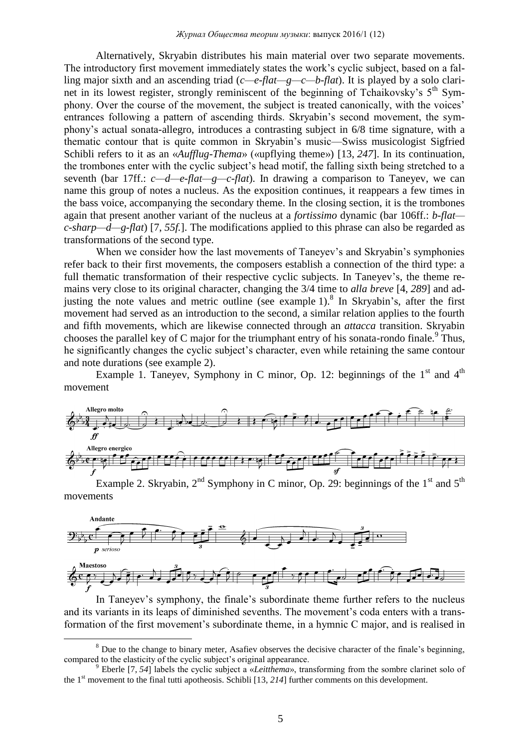Alternatively, Skryabin distributes his main material over two separate movements. The introductory first movement immediately states the work's cyclic subject, based on a falling major sixth and an ascending triad (*c—e-flat—g—c—b-flat*). It is played by a solo clarinet in its lowest register, strongly reminiscent of the beginning of Tchaikovsky's 5th Symphony. Over the course of the movement, the subject is treated canonically, with the voices' entrances following a pattern of ascending thirds. Skryabin's second movement, the symphony's actual sonata-allegro, introduces a contrasting subject in 6/8 time signature, with a thematic contour that is quite common in Skryabin's music—Swiss musicologist Sigfried Schibli refers to it as an «*Aufflug-Thema*» («upflying theme») [13, *247*]. In its continuation, the trombones enter with the cyclic subject's head motif, the falling sixth being stretched to a seventh (bar 17ff.: *c—d—e-flat—g—c-flat*). In drawing a comparison to Taneyev, we can name this group of notes a nucleus. As the exposition continues, it reappears a few times in the bass voice, accompanying the secondary theme. In the closing section, it is the trombones again that present another variant of the nucleus at a *fortissimo* dynamic (bar 106ff.: *b-flat—c-sharp—d—g-flat*) [7, *55f.*]. The modifications applied to this phrase can also be regarded as transformations of the second type.

When we consider how the last movements of Taneyev's and Skryabin's symphonies refer back to their first movements, the composers establish a connection of the third type: a full thematic transformation of their respective cyclic subjects. In Taneyev's, the theme remains very close to its original character, changing the 3/4 time to *alla breve* [4, *289*] and adjusting the note values and metric outline (see example 1).[8] In Skryabin's, after the first movement had served as an introduction to the second, a similar relation applies to the fourth and fifth movements, which are likewise connected through an *attacca* transition. Skryabin chooses the parallel key of C major for the triumphant entry of his sonata-rondo finale.[9] Thus, he significantly changes the cyclic subject's character, even while retaining the same contour and note durations (see example 2).

Example 1. Taneyev, Symphony in C minor, Op. 12: beginnings of the 1st and 4th movement

Example 2. Skryabin, 2nd Symphony in C minor, Op. 29: beginnings of the 1st and 5th movements

In Taneyev's symphony, the finale's subordinate theme further refers to the nucleus and its variants in its leaps of diminished sevenths. The movement's coda enters with a transformation of the first movement's subordinate theme, in a hymnic C major, and is realised in

---

[8] Due to the change to binary meter, Asafiev observes the decisive character of the finale's beginning, compared to the elasticity of the cyclic subject's original appearance.

[9] Eberle [7, *54*] labels the cyclic subject a «*Leitthema*», transforming from the sombre clarinet solo of the 1st movement to the final tutti apotheosis. Schibli [13, *214*] further comments on this development.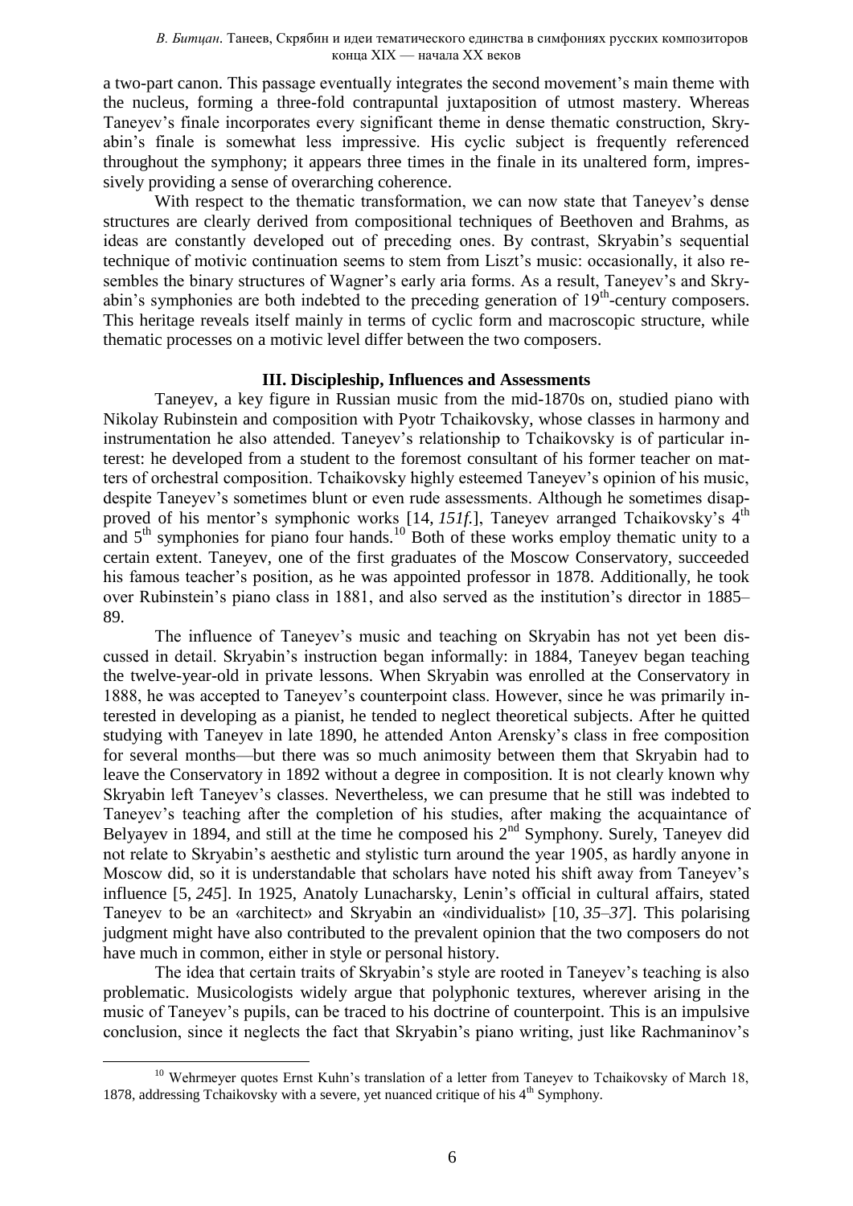a two-part canon. This passage eventually integrates the second movement's main theme with the nucleus, forming a three-fold contrapuntal juxtaposition of utmost mastery. Whereas Taneyev's finale incorporates every significant theme in dense thematic construction, Skryabin's finale is somewhat less impressive. His cyclic subject is frequently referenced throughout the symphony; it appears three times in the finale in its unaltered form, impressively providing a sense of overarching coherence.

With respect to the thematic transformation, we can now state that Taneyev's dense structures are clearly derived from compositional techniques of Beethoven and Brahms, as ideas are constantly developed out of preceding ones. By contrast, Skryabin's sequential technique of motivic continuation seems to stem from Liszt's music: occasionally, it also resembles the binary structures of Wagner's early aria forms. As a result, Taneyev's and Skryabin's symphonies are both indebted to the preceding generation of 19th-century composers. This heritage reveals itself mainly in terms of cyclic form and macroscopic structure, while thematic processes on a motivic level differ between the two composers.

## III. Discipleship, Influences and Assessments

Taneyev, a key figure in Russian music from the mid-1870s on, studied piano with Nikolay Rubinstein and composition with Pyotr Tchaikovsky, whose classes in harmony and instrumentation he also attended. Taneyev's relationship to Tchaikovsky is of particular interest: he developed from a student to the foremost consultant of his former teacher on matters of orchestral composition. Tchaikovsky highly esteemed Taneyev's opinion of his music, despite Taneyev's sometimes blunt or even rude assessments. Although he sometimes disapproved of his mentor's symphonic works [14, *151f.*], Taneyev arranged Tchaikovsky's 4th and 5th symphonies for piano four hands.[10] Both of these works employ thematic unity to a certain extent. Taneyev, one of the first graduates of the Moscow Conservatory, succeeded his famous teacher's position, as he was appointed professor in 1878. Additionally, he took over Rubinstein's piano class in 1881, and also served as the institution's director in 1885–89.

The influence of Taneyev's music and teaching on Skryabin has not yet been discussed in detail. Skryabin's instruction began informally: in 1884, Taneyev began teaching the twelve-year-old in private lessons. When Skryabin was enrolled at the Conservatory in 1888, he was accepted to Taneyev's counterpoint class. However, since he was primarily interested in developing as a pianist, he tended to neglect theoretical subjects. After he quitted studying with Taneyev in late 1890, he attended Anton Arensky's class in free composition for several months—but there was so much animosity between them that Skryabin had to leave the Conservatory in 1892 without a degree in composition. It is not clearly known why Skryabin left Taneyev's classes. Nevertheless, we can presume that he still was indebted to Taneyev's teaching after the completion of his studies, after making the acquaintance of Belyayev in 1894, and still at the time he composed his 2nd Symphony. Surely, Taneyev did not relate to Skryabin's aesthetic and stylistic turn around the year 1905, as hardly anyone in Moscow did, so it is understandable that scholars have noted his shift away from Taneyev's influence [5, *245*]. In 1925, Anatoly Lunacharsky, Lenin's official in cultural affairs, stated Taneyev to be an «architect» and Skryabin an «individualist» [10, *35–37*]. This polarising judgment might have also contributed to the prevalent opinion that the two composers do not have much in common, either in style or personal history.

The idea that certain traits of Skryabin's style are rooted in Taneyev's teaching is also problematic. Musicologists widely argue that polyphonic textures, wherever arising in the music of Taneyev's pupils, can be traced to his doctrine of counterpoint. This is an impulsive conclusion, since it neglects the fact that Skryabin's piano writing, just like Rachmaninov's

---

[10] Wehrmeyer quotes Ernst Kuhn's translation of a letter from Taneyev to Tchaikovsky of March 18, 1878, addressing Tchaikovsky with a severe, yet nuanced critique of his 4th Symphony.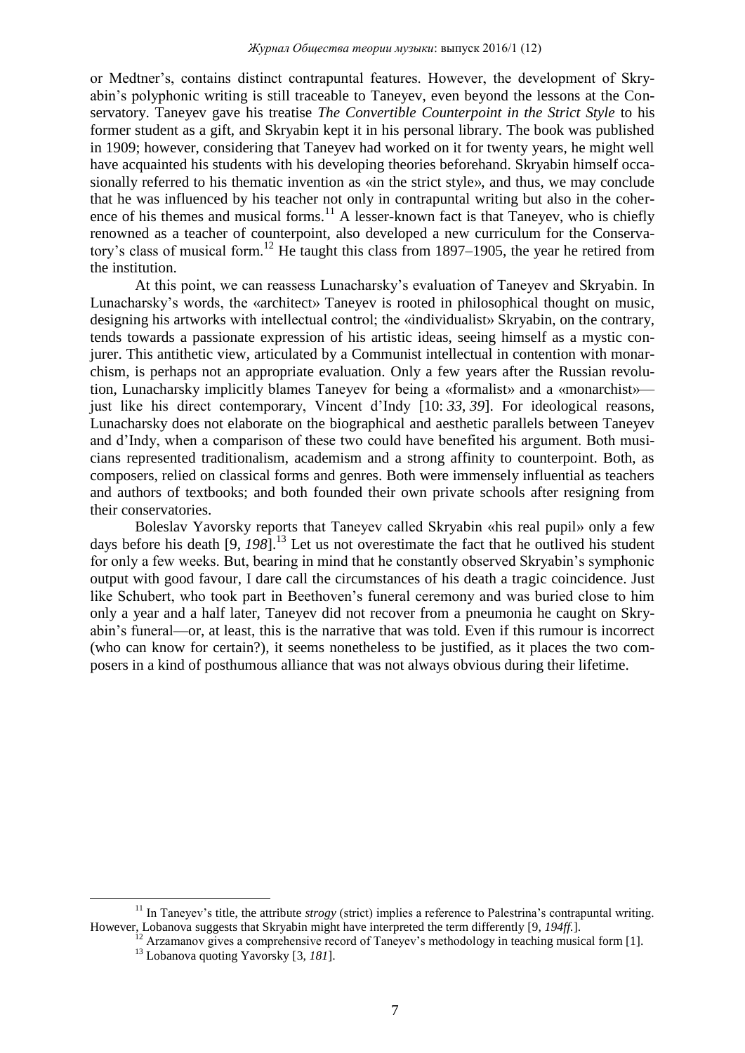or Medtner's, contains distinct contrapuntal features. However, the development of Skryabin's polyphonic writing is still traceable to Taneyev, even beyond the lessons at the Conservatory. Taneyev gave his treatise *The Convertible Counterpoint in the Strict Style* to his former student as a gift, and Skryabin kept it in his personal library. The book was published in 1909; however, considering that Taneyev had worked on it for twenty years, he might well have acquainted his students with his developing theories beforehand. Skryabin himself occasionally referred to his thematic invention as «in the strict style», and thus, we may conclude that he was influenced by his teacher not only in contrapuntal writing but also in the coherence of his themes and musical forms.[11] A lesser-known fact is that Taneyev, who is chiefly renowned as a teacher of counterpoint, also developed a new curriculum for the Conservatory's class of musical form.[12] He taught this class from 1897–1905, the year he retired from the institution.

At this point, we can reassess Lunacharsky's evaluation of Taneyev and Skryabin. In Lunacharsky's words, the «architect» Taneyev is rooted in philosophical thought on music, designing his artworks with intellectual control; the «individualist» Skryabin, on the contrary, tends towards a passionate expression of his artistic ideas, seeing himself as a mystic conjurer. This antithetic view, articulated by a Communist intellectual in contention with monarchism, is perhaps not an appropriate evaluation. Only a few years after the Russian revolution, Lunacharsky implicitly blames Taneyev for being a «formalist» and a «monarchist»—just like his direct contemporary, Vincent d'Indy [10: *33*, *39*]. For ideological reasons, Lunacharsky does not elaborate on the biographical and aesthetic parallels between Taneyev and d'Indy, when a comparison of these two could have benefited his argument. Both musicians represented traditionalism, academism and a strong affinity to counterpoint. Both, as composers, relied on classical forms and genres. Both were immensely influential as teachers and authors of textbooks; and both founded their own private schools after resigning from their conservatories.

Boleslav Yavorsky reports that Taneyev called Skryabin «his real pupil» only a few days before his death [9, *198*].[13] Let us not overestimate the fact that he outlived his student for only a few weeks. But, bearing in mind that he constantly observed Skryabin's symphonic output with good favour, I dare call the circumstances of his death a tragic coincidence. Just like Schubert, who took part in Beethoven's funeral ceremony and was buried close to him only a year and a half later, Taneyev did not recover from a pneumonia he caught on Skryabin's funeral—or, at least, this is the narrative that was told. Even if this rumour is incorrect (who can know for certain?), it seems nonetheless to be justified, as it places the two composers in a kind of posthumous alliance that was not always obvious during their lifetime.

---

[11] In Taneyev's title, the attribute *strogy* (strict) implies a reference to Palestrina's contrapuntal writing. However, Lobanova suggests that Skryabin might have interpreted the term differently [9, *194ff.*].

[12] Arzamanov gives a comprehensive record of Taneyev's methodology in teaching musical form [1].

[13] Lobanova quoting Yavorsky [3, *181*].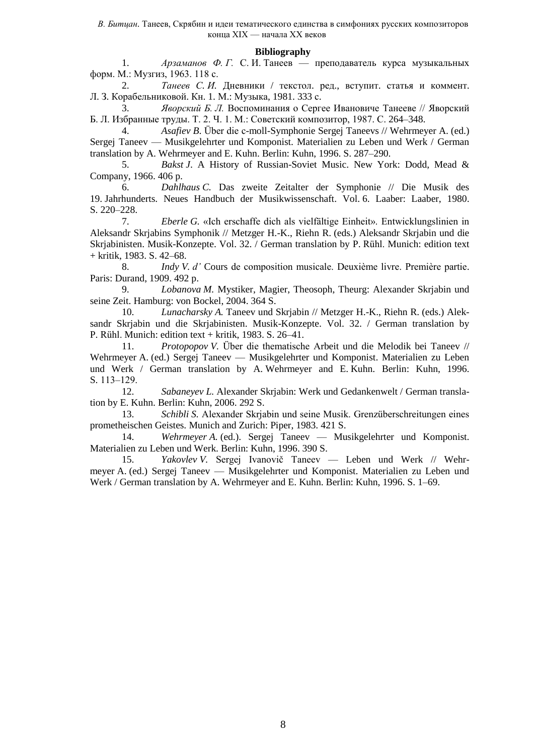**Bibliography**

1. *Арзаманов Ф. Г.* С. И. Танеев — преподаватель курса музыкальных форм. М.: Музгиз, 1963. 118 с.
2. *Танеев С. И.* Дневники / текстол. ред., вступит. статья и коммент. Л. З. Корабельниковой. Кн. 1. М.: Музыка, 1981. 333 с.
3. *Яворский Б. Л.* Воспоминания о Сергее Ивановиче Танееве // Яворский Б. Л. Избранные труды. Т. 2. Ч. 1. М.: Советский композитор, 1987. С. 264–348.
4. *Asafiev B.* Über die c-moll-Symphonie Sergej Taneevs // Wehrmeyer A. (ed.) Sergej Taneev — Musikgelehrter und Komponist. Materialien zu Leben und Werk / German translation by A. Wehrmeyer and E. Kuhn. Berlin: Kuhn, 1996. S. 287–290.
5. *Bakst J.* A History of Russian-Soviet Music. New York: Dodd, Mead & Company, 1966. 406 p.
6. *Dahlhaus C.* Das zweite Zeitalter der Symphonie // Die Musik des 19. Jahrhunderts. Neues Handbuch der Musikwissenschaft. Vol. 6. Laaber: Laaber, 1980. S. 220–228.
7. *Eberle G.* «Ich erschaffe dich als vielfältige Einheit». Entwicklungslinien in Aleksandr Skrjabins Symphonik // Metzger H.-K., Riehn R. (eds.) Aleksandr Skrjabin und die Skrjabinisten. Musik-Konzepte. Vol. 32. / German translation by P. Rühl. Munich: edition text + kritik, 1983. S. 42–68.
8. *Indy V. d'* Cours de composition musicale. Deuxième livre. Première partie. Paris: Durand, 1909. 492 p.
9. *Lobanova M.* Mystiker, Magier, Theosoph, Theurg: Alexander Skrjabin und seine Zeit. Hamburg: von Bockel, 2004. 364 S.
10. *Lunacharsky A.* Taneev und Skrjabin // Metzger H.-K., Riehn R. (eds.) Aleksandr Skrjabin und die Skrjabinisten. Musik-Konzepte. Vol. 32. / German translation by P. Rühl. Munich: edition text + kritik, 1983. S. 26–41.
11. *Protopopov V.* Über die thematische Arbeit und die Melodik bei Taneev // Wehrmeyer A. (ed.) Sergej Taneev — Musikgelehrter und Komponist. Materialien zu Leben und Werk / German translation by A. Wehrmeyer and E. Kuhn. Berlin: Kuhn, 1996. S. 113–129.
12. *Sabaneyev L.* Alexander Skrjabin: Werk und Gedankenwelt / German translation by E. Kuhn. Berlin: Kuhn, 2006. 292 S.
13. *Schibli S.* Alexander Skrjabin und seine Musik. Grenzüberschreitungen eines prometheischen Geistes. Munich and Zurich: Piper, 1983. 421 S.
14. *Wehrmeyer A.* (ed.). Sergej Taneev — Musikgelehrter und Komponist. Materialien zu Leben und Werk. Berlin: Kuhn, 1996. 390 S.
15. *Yakovlev V.* Sergej Ivanovič Taneev — Leben und Werk // Wehrmeyer A. (ed.) Sergej Taneev — Musikgelehrter und Komponist. Materialien zu Leben und Werk / German translation by A. Wehrmeyer and E. Kuhn. Berlin: Kuhn, 1996. S. 1–69.